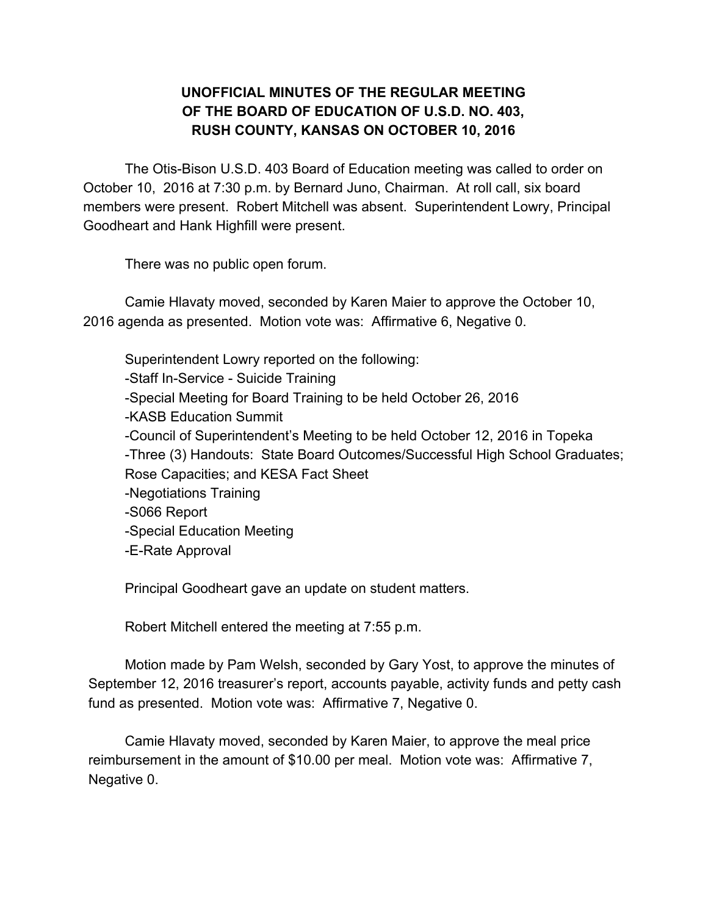**UNOFFICIAL MINUTES OF THE REGULAR MEETING OF THE BOARD OF EDUCATION OF U.S.D. NO. 403, RUSH COUNTY, KANSAS ON OCTOBER 10, 2016**

The Otis-Bison U.S.D. 403 Board of Education meeting was called to order on October 10, 2016 at 7:30 p.m. by Bernard Juno, Chairman. At roll call, six board members were present. Robert Mitchell was absent. Superintendent Lowry, Principal Goodheart and Hank Highfill were present.

There was no public open forum.

Camie Hlavaty moved, seconded by Karen Maier to approve the October 10, 2016 agenda as presented. Motion vote was: Affirmative 6, Negative 0.

Superintendent Lowry reported on the following:
-Staff In-Service - Suicide Training
-Special Meeting for Board Training to be held October 26, 2016
-KASB Education Summit
-Council of Superintendent's Meeting to be held October 12, 2016 in Topeka
-Three (3) Handouts: State Board Outcomes/Successful High School Graduates; Rose Capacities; and KESA Fact Sheet
-Negotiations Training
-S066 Report
-Special Education Meeting
-E-Rate Approval

Principal Goodheart gave an update on student matters.

Robert Mitchell entered the meeting at 7:55 p.m.

Motion made by Pam Welsh, seconded by Gary Yost, to approve the minutes of September 12, 2016 treasurer's report, accounts payable, activity funds and petty cash fund as presented. Motion vote was: Affirmative 7, Negative 0.

Camie Hlavaty moved, seconded by Karen Maier, to approve the meal price reimbursement in the amount of $10.00 per meal. Motion vote was: Affirmative 7, Negative 0.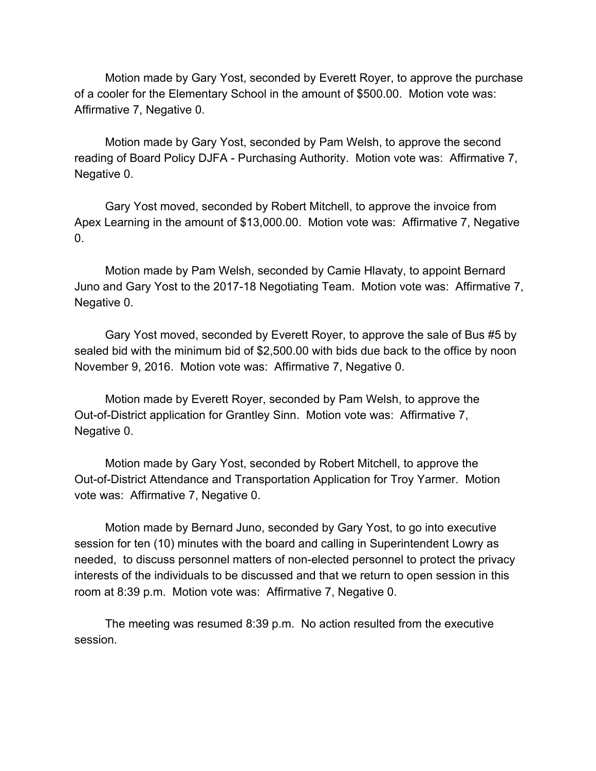Motion made by Gary Yost, seconded by Everett Royer, to approve the purchase of a cooler for the Elementary School in the amount of $500.00. Motion vote was: Affirmative 7, Negative 0.

Motion made by Gary Yost, seconded by Pam Welsh, to approve the second reading of Board Policy DJFA - Purchasing Authority. Motion vote was: Affirmative 7, Negative 0.

Gary Yost moved, seconded by Robert Mitchell, to approve the invoice from Apex Learning in the amount of $13,000.00. Motion vote was: Affirmative 7, Negative 0.

Motion made by Pam Welsh, seconded by Camie Hlavaty, to appoint Bernard Juno and Gary Yost to the 2017-18 Negotiating Team. Motion vote was: Affirmative 7, Negative 0.

Gary Yost moved, seconded by Everett Royer, to approve the sale of Bus #5 by sealed bid with the minimum bid of $2,500.00 with bids due back to the office by noon November 9, 2016. Motion vote was: Affirmative 7, Negative 0.

Motion made by Everett Royer, seconded by Pam Welsh, to approve the Out-of-District application for Grantley Sinn. Motion vote was: Affirmative 7, Negative 0.

Motion made by Gary Yost, seconded by Robert Mitchell, to approve the Out-of-District Attendance and Transportation Application for Troy Yarmer. Motion vote was: Affirmative 7, Negative 0.

Motion made by Bernard Juno, seconded by Gary Yost, to go into executive session for ten (10) minutes with the board and calling in Superintendent Lowry as needed, to discuss personnel matters of non-elected personnel to protect the privacy interests of the individuals to be discussed and that we return to open session in this room at 8:39 p.m. Motion vote was: Affirmative 7, Negative 0.

The meeting was resumed 8:39 p.m. No action resulted from the executive session.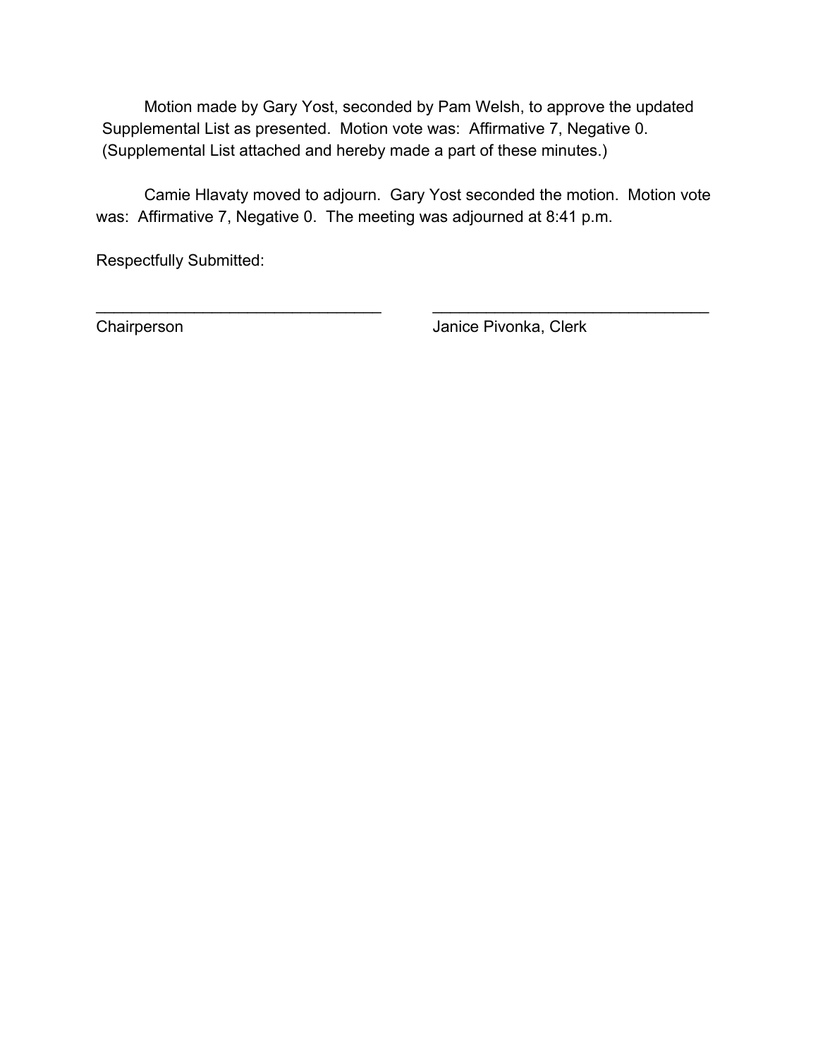Motion made by Gary Yost, seconded by Pam Welsh, to approve the updated Supplemental List as presented. Motion vote was: Affirmative 7, Negative 0. (Supplemental List attached and hereby made a part of these minutes.)

Camie Hlavaty moved to adjourn. Gary Yost seconded the motion. Motion vote was: Affirmative 7, Negative 0. The meeting was adjourned at 8:41 p.m.

Respectfully Submitted:

| | |
|---|---|
| ________________________________ | ________________________________ |
| Chairperson | Janice Pivonka, Clerk |